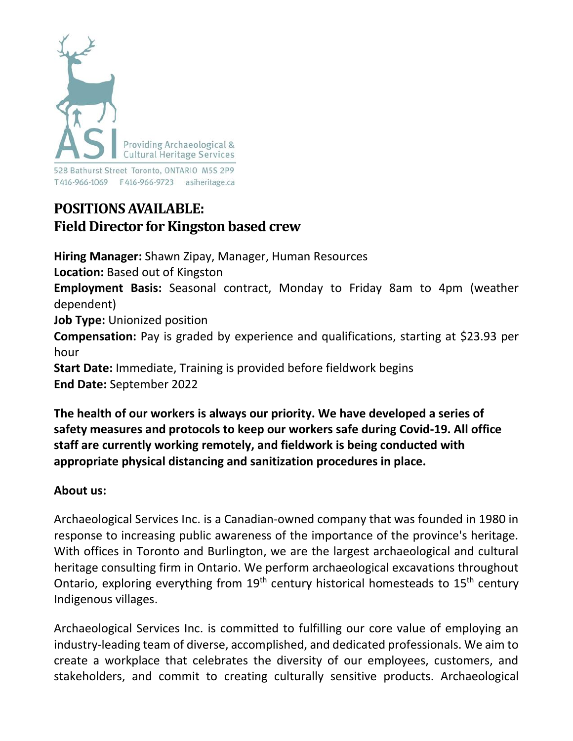Providing Archaeological & Cultural Heritage Services

528 Bathurst Street Toronto, ONTARIO M5S 2P9
T416-966-1069 F416-966-9723 asiheritage.ca

# POSITIONS AVAILABLE: Field Director for Kingston based crew

**Hiring Manager:** Shawn Zipay, Manager, Human Resources
**Location:** Based out of Kingston
**Employment Basis:** Seasonal contract, Monday to Friday 8am to 4pm (weather dependent)
**Job Type:** Unionized position
**Compensation:** Pay is graded by experience and qualifications, starting at $23.93 per hour
**Start Date:** Immediate, Training is provided before fieldwork begins
**End Date:** September 2022

**The health of our workers is always our priority. We have developed a series of safety measures and protocols to keep our workers safe during Covid-19. All office staff are currently working remotely, and fieldwork is being conducted with appropriate physical distancing and sanitization procedures in place.**

**About us:**

Archaeological Services Inc. is a Canadian-owned company that was founded in 1980 in response to increasing public awareness of the importance of the province's heritage. With offices in Toronto and Burlington, we are the largest archaeological and cultural heritage consulting firm in Ontario. We perform archaeological excavations throughout Ontario, exploring everything from 19th century historical homesteads to 15th century Indigenous villages.

Archaeological Services Inc. is committed to fulfilling our core value of employing an industry-leading team of diverse, accomplished, and dedicated professionals. We aim to create a workplace that celebrates the diversity of our employees, customers, and stakeholders, and commit to creating culturally sensitive products. Archaeological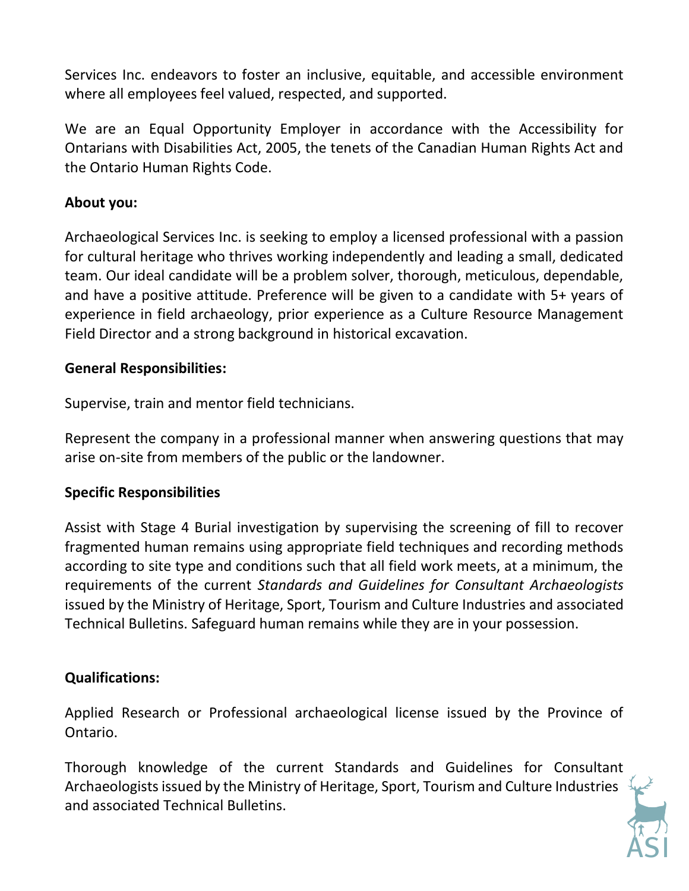Services Inc. endeavors to foster an inclusive, equitable, and accessible environment where all employees feel valued, respected, and supported.

We are an Equal Opportunity Employer in accordance with the Accessibility for Ontarians with Disabilities Act, 2005, the tenets of the Canadian Human Rights Act and the Ontario Human Rights Code.

**About you:**

Archaeological Services Inc. is seeking to employ a licensed professional with a passion for cultural heritage who thrives working independently and leading a small, dedicated team. Our ideal candidate will be a problem solver, thorough, meticulous, dependable, and have a positive attitude. Preference will be given to a candidate with 5+ years of experience in field archaeology, prior experience as a Culture Resource Management Field Director and a strong background in historical excavation.

**General Responsibilities:**

Supervise, train and mentor field technicians.

Represent the company in a professional manner when answering questions that may arise on-site from members of the public or the landowner.

**Specific Responsibilities**

Assist with Stage 4 Burial investigation by supervising the screening of fill to recover fragmented human remains using appropriate field techniques and recording methods according to site type and conditions such that all field work meets, at a minimum, the requirements of the current *Standards and Guidelines for Consultant Archaeologists* issued by the Ministry of Heritage, Sport, Tourism and Culture Industries and associated Technical Bulletins. Safeguard human remains while they are in your possession.

**Qualifications:**

Applied Research or Professional archaeological license issued by the Province of Ontario.

Thorough knowledge of the current Standards and Guidelines for Consultant Archaeologists issued by the Ministry of Heritage, Sport, Tourism and Culture Industries and associated Technical Bulletins.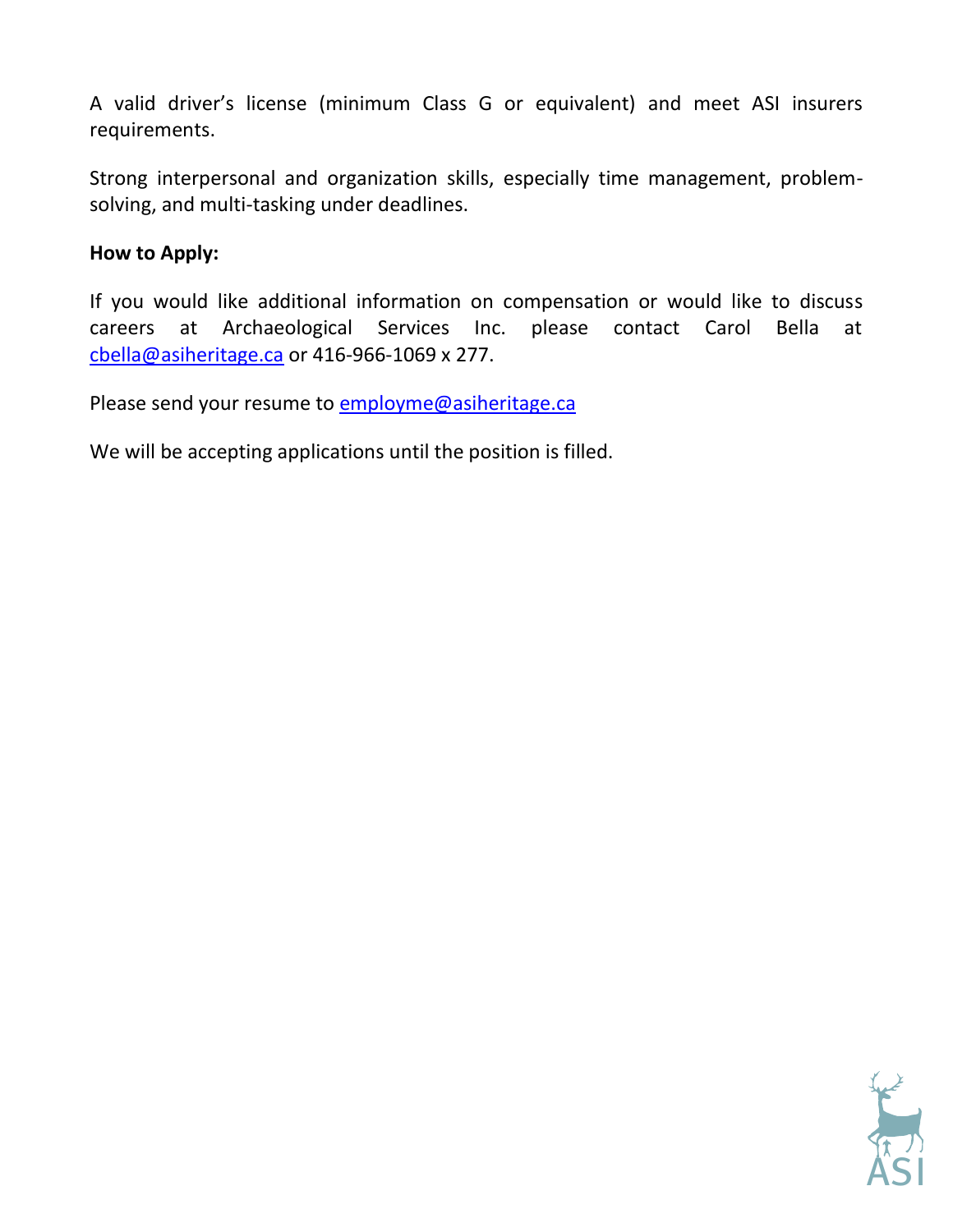A valid driver's license (minimum Class G or equivalent) and meet ASI insurers requirements.

Strong interpersonal and organization skills, especially time management, problem-solving, and multi-tasking under deadlines.

**How to Apply:**

If you would like additional information on compensation or would like to discuss careers at Archaeological Services Inc. please contact Carol Bella at cbella@asiheritage.ca or 416-966-1069 x 277.

Please send your resume to employme@asiheritage.ca

We will be accepting applications until the position is filled.